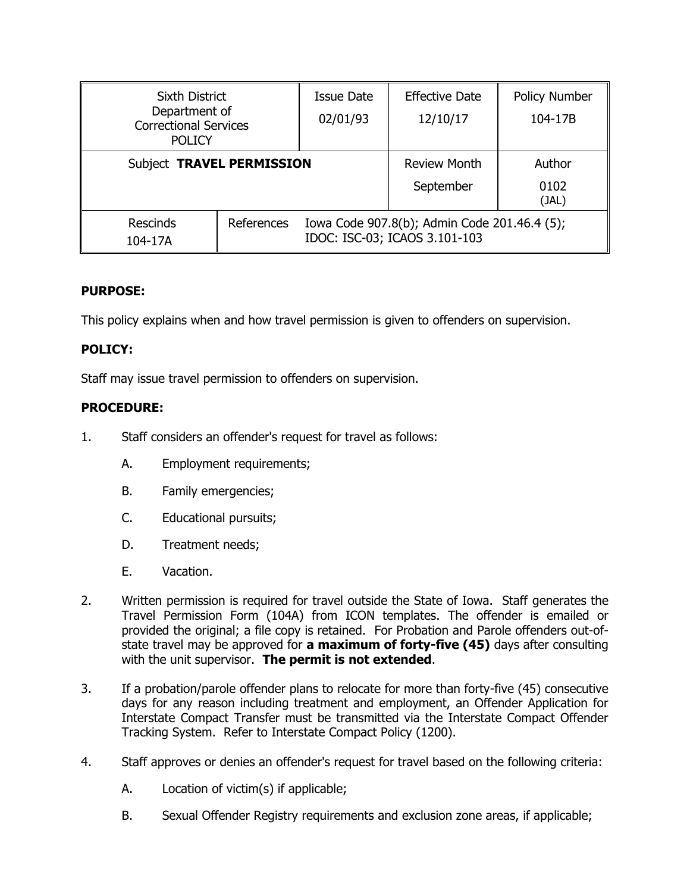| Sixth District Department of Correctional Services POLICY | | Issue Date 02/01/93 | Effective Date 12/10/17 | Policy Number 104-17B |
|---|---|---|---|---|
| Subject **TRAVEL PERMISSION** | | | Review Month September | Author 0102 (JAL) |
| Rescinds 104-17A | References | Iowa Code 907.8(b); Admin Code 201.46.4 (5); IDOC: ISC-03; ICAOS 3.101-103 | | |

**PURPOSE:**

This policy explains when and how travel permission is given to offenders on supervision.

**POLICY:**

Staff may issue travel permission to offenders on supervision.

**PROCEDURE:**

1. Staff considers an offender's request for travel as follows:

   A. Employment requirements;

   B. Family emergencies;

   C. Educational pursuits;

   D. Treatment needs;

   E. Vacation.

2. Written permission is required for travel outside the State of Iowa. Staff generates the Travel Permission Form (104A) from ICON templates. The offender is emailed or provided the original; a file copy is retained. For Probation and Parole offenders out-of-state travel may be approved for **a maximum of forty-five (45)** days after consulting with the unit supervisor. **The permit is not extended**.

3. If a probation/parole offender plans to relocate for more than forty-five (45) consecutive days for any reason including treatment and employment, an Offender Application for Interstate Compact Transfer must be transmitted via the Interstate Compact Offender Tracking System. Refer to Interstate Compact Policy (1200).

4. Staff approves or denies an offender's request for travel based on the following criteria:

   A. Location of victim(s) if applicable;

   B. Sexual Offender Registry requirements and exclusion zone areas, if applicable;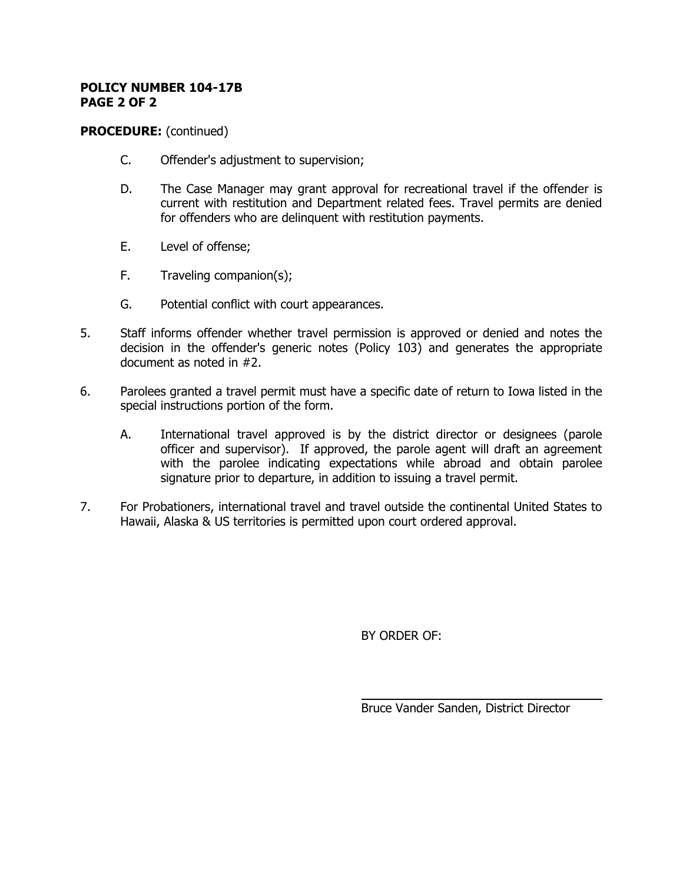**POLICY NUMBER 104-17B**

**PROCEDURE:** (continued)

C. Offender's adjustment to supervision;

D. The Case Manager may grant approval for recreational travel if the offender is current with restitution and Department related fees. Travel permits are denied for offenders who are delinquent with restitution payments.

E. Level of offense;

F. Traveling companion(s);

G. Potential conflict with court appearances.

5. Staff informs offender whether travel permission is approved or denied and notes the decision in the offender's generic notes (Policy 103) and generates the appropriate document as noted in #2.

6. Parolees granted a travel permit must have a specific date of return to Iowa listed in the special instructions portion of the form.

   A. International travel approved is by the district director or designees (parole officer and supervisor). If approved, the parole agent will draft an agreement with the parolee indicating expectations while abroad and obtain parolee signature prior to departure, in addition to issuing a travel permit.

7. For Probationers, international travel and travel outside the continental United States to Hawaii, Alaska & US territories is permitted upon court ordered approval.

BY ORDER OF:

Bruce Vander Sanden, District Director